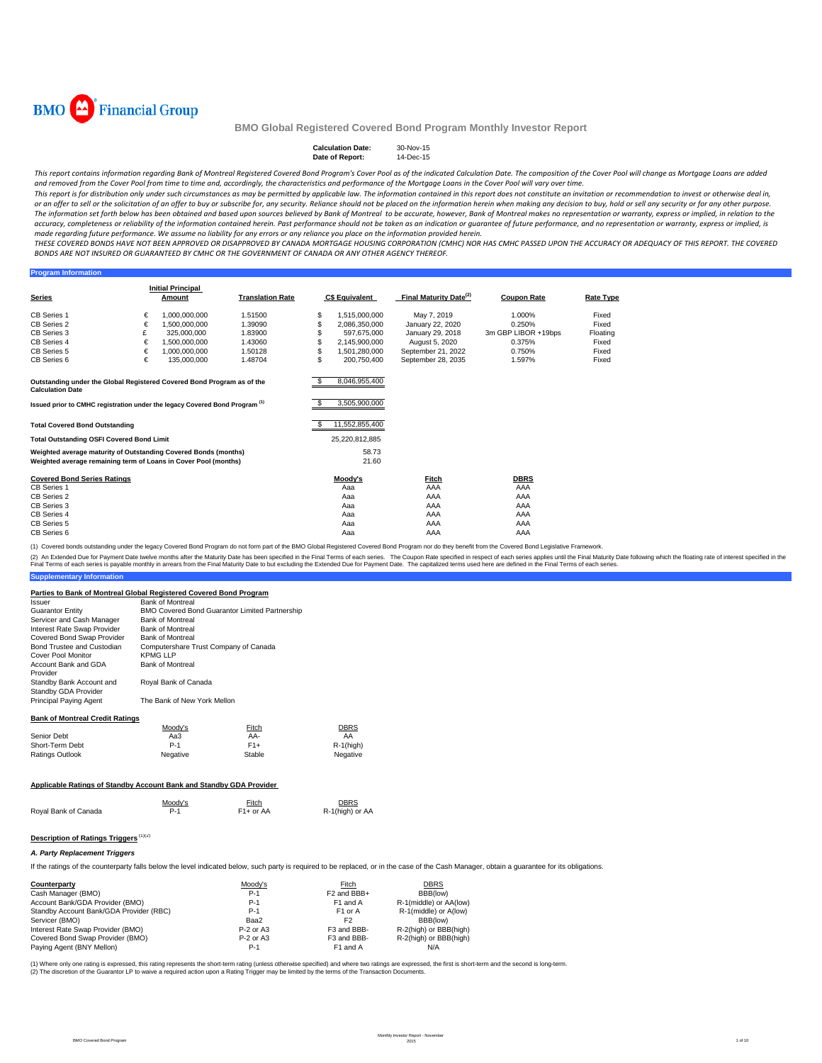# BMO Global Registered Covered Bond Program Monthly Investor Report

| | |
|---|---|
| **Calculation Date:** | 30-Nov-15 |
| **Date of Report:** | 14-Dec-15 |

*This report contains information regarding Bank of Montreal Registered Covered Bond Program's Cover Pool as of the indicated Calculation Date. The composition of the Cover Pool will change as Mortgage Loans are added and removed from the Cover Pool from time to time and, accordingly, the characteristics and performance of the Mortgage Loans in the Cover Pool will vary over time.*

*This report is for distribution only under such circumstances as may be permitted by applicable law. The information contained in this report does not constitute an invitation or recommendation to invest or otherwise deal in, or an offer to sell or the solicitation of an offer to buy or subscribe for, any security. Reliance should not be placed on the information herein when making any decision to buy, hold or sell any security or for any other purpose. The information set forth below has been obtained and based upon sources believed by Bank of Montreal to be accurate, however, Bank of Montreal makes no representation or warranty, express or implied, in relation to the accuracy, completeness or reliability of the information contained herein. Past performance should not be taken as an indication or guarantee of future performance, and no representation or warranty, express or implied, is made regarding future performance. We assume no liability for any errors or any reliance you place on the information provided herein.*

*THESE COVERED BONDS HAVE NOT BEEN APPROVED OR DISAPPROVED BY CANADA MORTGAGE HOUSING CORPORATION (CMHC) NOR HAS CMHC PASSED UPON THE ACCURACY OR ADEQUACY OF THIS REPORT. THE COVERED BONDS ARE NOT INSURED OR GUARANTEED BY CMHC OR THE GOVERNMENT OF CANADA OR ANY OTHER AGENCY THEREOF.*

## Program Information

| Series | | Initial Principal Amount | Translation Rate | | C$ Equivalent | Final Maturity Date[2] | Coupon Rate | Rate Type |
|---|---|---|---|---|---|---|---|---|
| CB Series 1 | € | 1,000,000,000 | 1.51500 | $ | 1,515,000,000 | May 7, 2019 | 1.000% | Fixed |
| CB Series 2 | € | 1,500,000,000 | 1.39090 | $ | 2,086,350,000 | January 22, 2020 | 0.250% | Fixed |
| CB Series 3 | £ | 325,000,000 | 1.83900 | $ | 597,675,000 | January 29, 2018 | 3m GBP LIBOR +19bps | Floating |
| CB Series 4 | € | 1,500,000,000 | 1.43060 | $ | 2,145,900,000 | August 5, 2020 | 0.375% | Fixed |
| CB Series 5 | € | 1,000,000,000 | 1.50128 | $ | 1,501,280,000 | September 21, 2022 | 0.750% | Fixed |
| CB Series 6 | € | 135,000,000 | 1.48704 | $ | 200,750,400 | September 28, 2035 | 1.597% | Fixed |

| | | |
|---|---|---|
| Outstanding under the Global Registered Covered Bond Program as of the Calculation Date | $ | 8,046,955,400 |
| Issued prior to CMHC registration under the legacy Covered Bond Program [1] | $ | 3,505,900,000 |
| **Total Covered Bond Outstanding** | $ | 11,552,855,400 |
| **Total Outstanding OSFI Covered Bond Limit** | | 25,220,812,885 |
| **Weighted average maturity of Outstanding Covered Bonds (months)** | | 58.73 |
| **Weighted average remaining term of Loans in Cover Pool (months)** | | 21.60 |

| Covered Bond Series Ratings | Moody's | Fitch | DBRS |
|---|---|---|---|
| CB Series 1 | Aaa | AAA | AAA |
| CB Series 2 | Aaa | AAA | AAA |
| CB Series 3 | Aaa | AAA | AAA |
| CB Series 4 | Aaa | AAA | AAA |
| CB Series 5 | Aaa | AAA | AAA |
| CB Series 6 | Aaa | AAA | AAA |

(1) Covered bonds outstanding under the legacy Covered Bond Program do not form part of the BMO Global Registered Covered Bond Program nor do they benefit from the Covered Bond Legislative Framework.

(2) An Extended Due for Payment Date twelve months after the Maturity Date has been specified in the Final Terms of each series. The Coupon Rate specified in respect of each series applies until the Final Maturity Date following which the floating rate of interest specified in the Final Terms of each series is payable monthly in arrears from the Final Maturity Date to but excluding the Extended Due for Payment Date. The capitalized terms used here are defined in the Final Terms of each series.

## Supplementary Information

**Parties to Bank of Montreal Global Registered Covered Bond Program**

| | |
|---|---|
| Issuer | Bank of Montreal |
| Guarantor Entity | BMO Covered Bond Guarantor Limited Partnership |
| Servicer and Cash Manager | Bank of Montreal |
| Interest Rate Swap Provider | Bank of Montreal |
| Covered Bond Swap Provider | Bank of Montreal |
| Bond Trustee and Custodian | Computershare Trust Company of Canada |
| Cover Pool Monitor | KPMG LLP |
| Account Bank and GDA Provider | Bank of Montreal |
| Standby Bank Account and Standby GDA Provider | Royal Bank of Canada |
| Principal Paying Agent | The Bank of New York Mellon |

**Bank of Montreal Credit Ratings**

| | Moody's | Fitch | DBRS |
|---|---|---|---|
| Senior Debt | Aa3 | AA- | AA |
| Short-Term Debt | P-1 | F1+ | R-1(high) |
| Ratings Outlook | Negative | Stable | Negative |

**Applicable Ratings of Standby Account Bank and Standby GDA Provider**

| | Moody's | Fitch | DBRS |
|---|---|---|---|
| Royal Bank of Canada | P-1 | F1+ or AA | R-1(high) or AA |

**Description of Ratings Triggers** [(1)(2)]

***A. Party Replacement Triggers***

If the ratings of the counterparty falls below the level indicated below, such party is required to be replaced, or in the case of the Cash Manager, obtain a guarantee for its obligations.

| Counterparty | Moody's | Fitch | DBRS |
|---|---|---|---|
| Cash Manager (BMO) | P-1 | F2 and BBB+ | BBB(low) |
| Account Bank/GDA Provider (BMO) | P-1 | F1 and A | R-1(middle) or AA(low) |
| Standby Account Bank/GDA Provider (RBC) | P-1 | F1 or A | R-1(middle) or A(low) |
| Servicer (BMO) | Baa2 | F2 | BBB(low) |
| Interest Rate Swap Provider (BMO) | P-2 or A3 | F3 and BBB- | R-2(high) or BBB(high) |
| Covered Bond Swap Provider (BMO) | P-2 or A3 | F3 and BBB- | R-2(high) or BBB(high) |
| Paying Agent (BNY Mellon) | P-1 | F1 and A | N/A |

(1) Where only one rating is expressed, this rating represents the short-term rating (unless otherwise specified) and where two ratings are expressed, the first is short-term and the second is long-term.
(2) The discretion of the Guarantor LP to waive a required action upon a Rating Trigger may be limited by the terms of the Transaction Documents.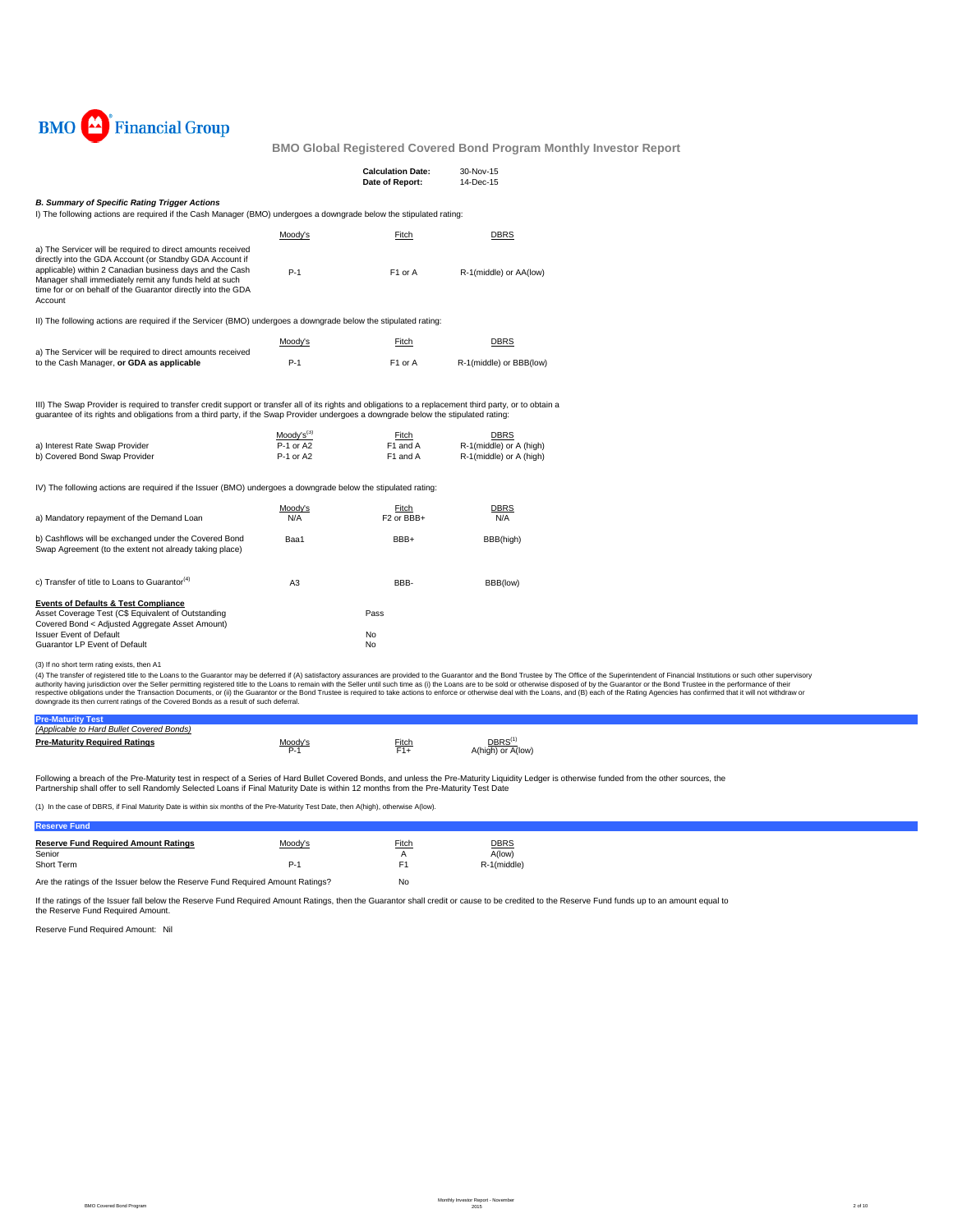BMO Financial Group

# BMO Global Registered Covered Bond Program Monthly Investor Report

| | |
|---|---|
| **Calculation Date:** | 30-Nov-15 |
| **Date of Report:** | 14-Dec-15 |

### *B. Summary of Specific Rating Trigger Actions*

I) The following actions are required if the Cash Manager (BMO) undergoes a downgrade below the stipulated rating:

| | Moody's | Fitch | DBRS |
|---|---|---|---|
| a) The Servicer will be required to direct amounts received directly into the GDA Account (or Standby GDA Account if applicable) within 2 Canadian business days and the Cash Manager shall immediately remit any funds held at such time for or on behalf of the Guarantor directly into the GDA Account | P-1 | F1 or A | R-1(middle) or AA(low) |

II) The following actions are required if the Servicer (BMO) undergoes a downgrade below the stipulated rating:

| | Moody's | Fitch | DBRS |
|---|---|---|---|
| a) The Servicer will be required to direct amounts received to the Cash Manager, **or GDA as applicable** | P-1 | F1 or A | R-1(middle) or BBB(low) |

III) The Swap Provider is required to transfer credit support or transfer all of its rights and obligations to a replacement third party, or to obtain a guarantee of its rights and obligations from a third party, if the Swap Provider undergoes a downgrade below the stipulated rating:

| | Moody's[3] | Fitch | DBRS |
|---|---|---|---|
| a) Interest Rate Swap Provider | P-1 or A2 | F1 and A | R-1(middle) or A (high) |
| b) Covered Bond Swap Provider | P-1 or A2 | F1 and A | R-1(middle) or A (high) |

IV) The following actions are required if the Issuer (BMO) undergoes a downgrade below the stipulated rating:

| | Moody's | Fitch | DBRS |
|---|---|---|---|
| a) Mandatory repayment of the Demand Loan | N/A | F2 or BBB+ | N/A |
| b) Cashflows will be exchanged under the Covered Bond Swap Agreement (to the extent not already taking place) | Baa1 | BBB+ | BBB(high) |
| c) Transfer of title to Loans to Guarantor[4] | A3 | BBB- | BBB(low) |

**Events of Defaults & Test Compliance**

| | |
|---|---|
| Asset Coverage Test (C$ Equivalent of Outstanding Covered Bond < Adjusted Aggregate Asset Amount) | Pass |
| Issuer Event of Default | No |
| Guarantor LP Event of Default | No |

(3) If no short term rating exists, then A1

(4) The transfer of registered title to the Loans to the Guarantor may be deferred if (A) satisfactory assurances are provided to the Guarantor and the Bond Trustee by The Office of the Superintendent of Financial Institutions or such other supervisory authority having jurisdiction over the Seller permitting registered title to the Loans to remain with the Seller until such time as (i) the Loans are to be sold or otherwise disposed of by the Guarantor or the Bond Trustee in the performance of their respective obligations under the Transaction Documents, or (ii) the Guarantor or the Bond Trustee is required to take actions to enforce or otherwise deal with the Loans, and (B) each of the Rating Agencies has confirmed that it will not withdraw or downgrade its then current ratings of the Covered Bonds as a result of such deferral.

## Pre-Maturity Test

*(Applicable to Hard Bullet Covered Bonds)*

| **Pre-Maturity Required Ratings** | Moody's | Fitch | DBRS[1] |
|---|---|---|---|
| | P-1 | F1+ | A(high) or A(low) |

Following a breach of the Pre-Maturity test in respect of a Series of Hard Bullet Covered Bonds, and unless the Pre-Maturity Liquidity Ledger is otherwise funded from the other sources, the Partnership shall offer to sell Randomly Selected Loans if Final Maturity Date is within 12 months from the Pre-Maturity Test Date

(1) In the case of DBRS, if Final Maturity Date is within six months of the Pre-Maturity Test Date, then A(high), otherwise A(low).

## Reserve Fund

| **Reserve Fund Required Amount Ratings** | Moody's | Fitch | DBRS |
|---|---|---|---|
| Senior | | A | A(low) |
| Short Term | P-1 | F1 | R-1(middle) |

Are the ratings of the Issuer fall below the Reserve Fund Required Amount Ratings? No

If the ratings of the Issuer fall below the Reserve Fund Required Amount Ratings, then the Guarantor shall credit or cause to be credited to the Reserve Fund funds up to an amount equal to the Reserve Fund Required Amount.

Reserve Fund Required Amount: Nil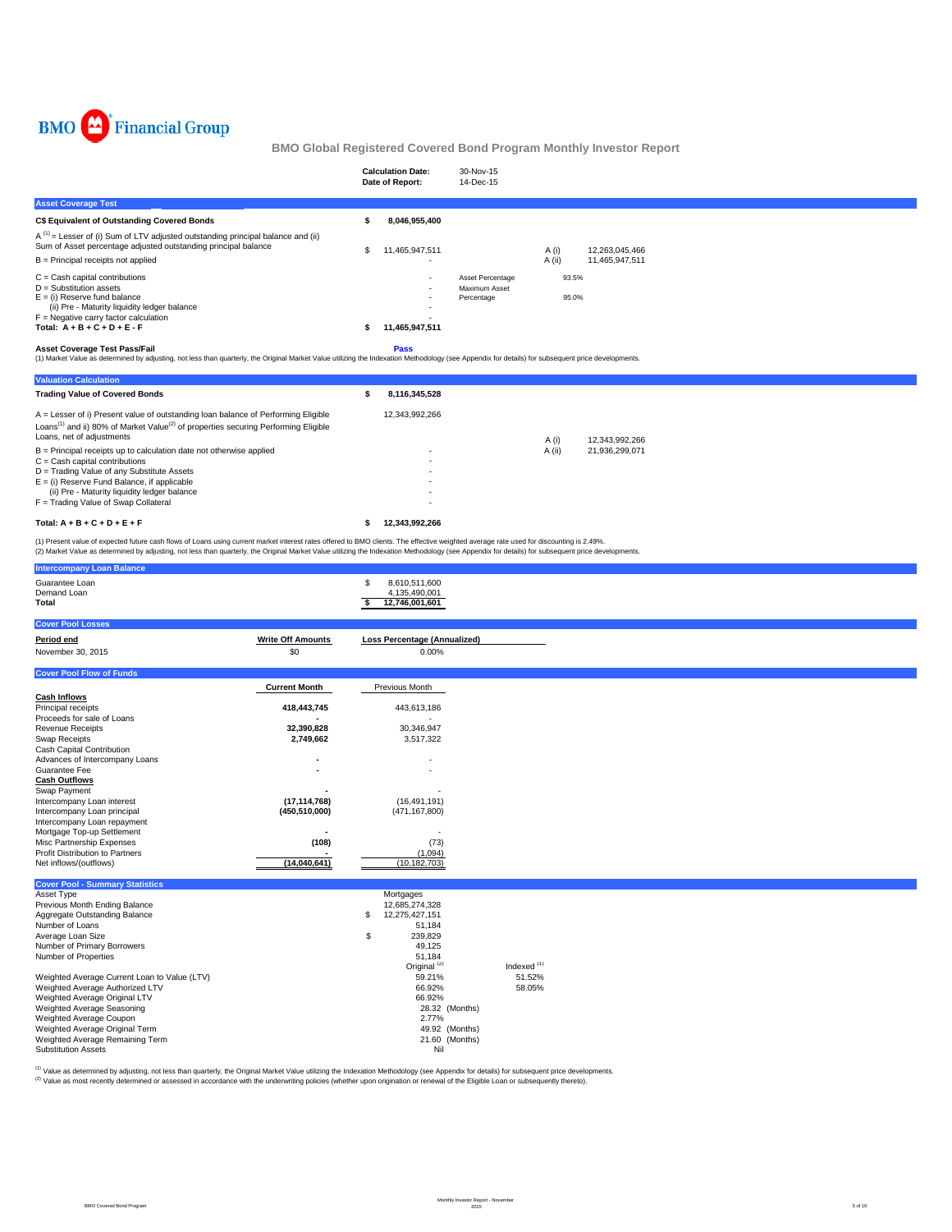BMO Financial Group

## BMO Global Registered Covered Bond Program Monthly Investor Report

| | |
|---|---|
| **Calculation Date:** | 30-Nov-15 |
| **Date of Report:** | 14-Dec-15 |

### Asset Coverage Test

| | | | | |
|---|---|---|---|---|
| **C$ Equivalent of Outstanding Covered Bonds** | **$ 8,046,955,400** | | | |
| A [1] = Lesser of (i) Sum of LTV adjusted outstanding principal balance and (ii) Sum of Asset percentage adjusted outstanding principal balance | $ 11,465,947,511 | | A (i) | 12,263,045,466 |
| B = Principal receipts not applied | - | | A (ii) | 11,465,947,511 |
| C = Cash capital contributions | - | Asset Percentage | 93.5% | |
| D = Substitution assets | - | Maximum Asset | | |
| E = (i) Reserve fund balance | - | Percentage | 95.0% | |
| (ii) Pre - Maturity liquidity ledger balance | - | | | |
| F = Negative carry factor calculation | - | | | |
| **Total: A + B + C + D + E - F** | **$ 11,465,947,511** | | | |

**Asset Coverage Test Pass/Fail** **Pass**

(1) Market Value as determined by adjusting, not less than quarterly, the Original Market Value utilizing the Indexation Methodology (see Appendix for details) for subsequent price developments.

### Valuation Calculation

| | | | |
|---|---|---|---|
| **Trading Value of Covered Bonds** | **$ 8,116,345,528** | | |
| A = Lesser of i) Present value of outstanding loan balance of Performing Eligible Loans[1] and ii) 80% of Market Value[2] of properties securing Performing Eligible Loans, net of adjustments | 12,343,992,266 | A (i) | 12,343,992,266 |
| B = Principal receipts up to calculation date not otherwise applied | - | A (ii) | 21,936,299,071 |
| C = Cash capital contributions | - | | |
| D = Trading Value of any Substitute Assets | - | | |
| E = (i) Reserve Fund Balance, if applicable | - | | |
| (ii) Pre - Maturity liquidity ledger balance | - | | |
| F = Trading Value of Swap Collateral | - | | |
| **Total: A + B + C + D + E + F** | **$ 12,343,992,266** | | |

(1) Present value of expected future cash flows of Loans using current market interest rates offered to BMO clients. The effective weighted average rate used for discounting is 2.49%.
(2) Market Value as determined by adjusting, not less than quarterly, the Original Market Value utilizing the Indexation Methodology (see Appendix for details) for subsequent price developments.

### Intercompany Loan Balance

| | |
|---|---|
| Guarantee Loan | $ 8,610,511,600 |
| Demand Loan | 4,135,490,001 |
| **Total** | **$ 12,746,001,601** |

### Cover Pool Losses

| Period end | Write Off Amounts | Loss Percentage (Annualized) |
|---|---|---|
| November 30, 2015 | $0 | 0.00% |

### Cover Pool Flow of Funds

| | Current Month | Previous Month |
|---|---|---|
| **Cash Inflows** | | |
| Principal receipts | **418,443,745** | 443,613,186 |
| Proceeds for sale of Loans | **-** | - |
| Revenue Receipts | **32,390,828** | 30,346,947 |
| Swap Receipts | **2,749,662** | 3,517,322 |
| Cash Capital Contribution | | |
| Advances of Intercompany Loans | **-** | - |
| Guarantee Fee | **-** | - |
| **Cash Outflows** | | |
| Swap Payment | **-** | - |
| Intercompany Loan interest | **(17,114,768)** | (16,491,191) |
| Intercompany Loan principal | **(450,510,000)** | (471,167,800) |
| Intercompany Loan repayment | | |
| Mortgage Top-up Settlement | **-** | - |
| Misc Partnership Expenses | **(108)** | (73) |
| Profit Distribution to Partners | **-** | (1,094) |
| Net inflows/(outflows) | **(14,040,641)** | (10,182,703) |

### Cover Pool - Summary Statistics

| | | |
|---|---|---|
| Asset Type | Mortgages | |
| Previous Month Ending Balance | 12,685,274,328 | |
| Aggregate Outstanding Balance | $ 12,275,427,151 | |
| Number of Loans | 51,184 | |
| Average Loan Size | $ 239,829 | |
| Number of Primary Borrowers | 49,125 | |
| Number of Properties | 51,184 | |
| | Original [2] | Indexed [1] |
| Weighted Average Current Loan to Value (LTV) | 59.21% | 51.52% |
| Weighted Average Authorized LTV | 66.92% | 58.05% |
| Weighted Average Original LTV | 66.92% | |
| Weighted Average Seasoning | 28.32 (Months) | |
| Weighted Average Coupon | 2.77% | |
| Weighted Average Original Term | 49.92 (Months) | |
| Weighted Average Remaining Term | 21.60 (Months) | |
| Substitution Assets | Nil | |

[1] Value as determined by adjusting, not less than quarterly, the Original Market Value utilizing the Indexation Methodology (see Appendix for details) for subsequent price developments.
[2] Value as most recently determined or assessed in accordance with the underwriting policies (whether upon origination or renewal of the Eligible Loan or subsequently thereto).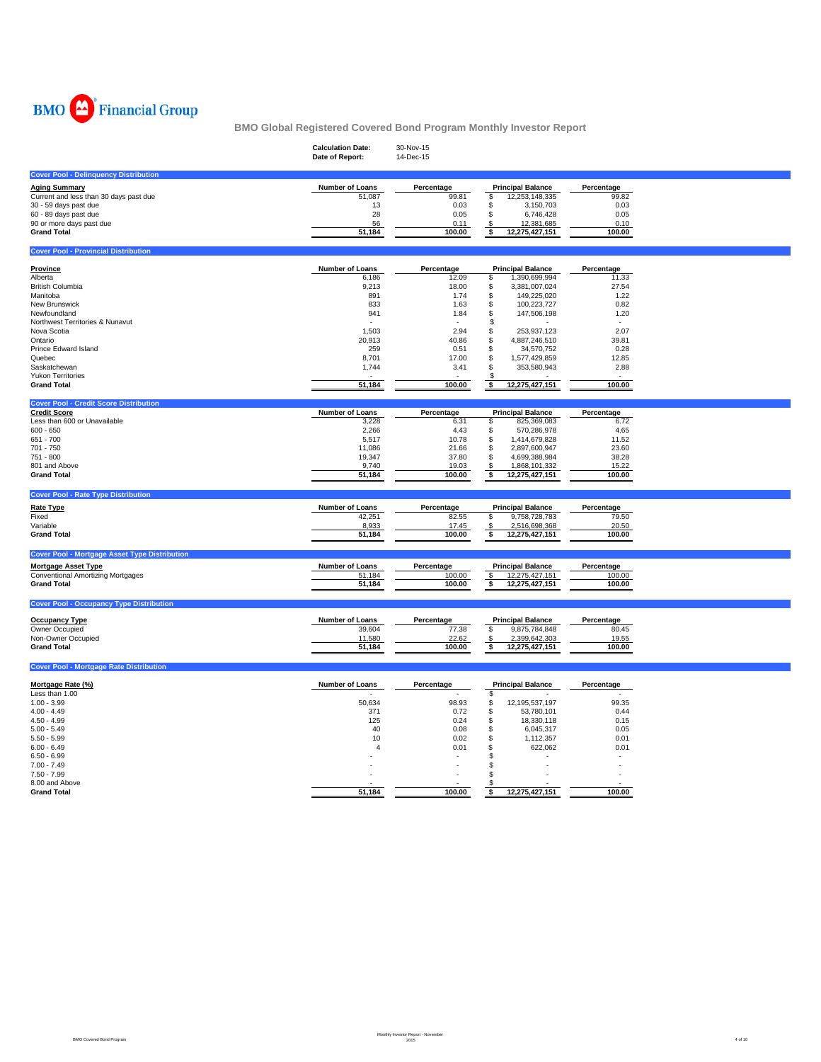BMO Financial Group

# BMO Global Registered Covered Bond Program Monthly Investor Report

| | |
|---|---|
| **Calculation Date:** | 30-Nov-15 |
| **Date of Report:** | 14-Dec-15 |

## Cover Pool - Delinquency Distribution

| Aging Summary | Number of Loans | Percentage | Principal Balance | Percentage |
|---|---|---|---|---|
| Current and less than 30 days past due | 51,087 | 99.81 | $ 12,253,148,335 | 99.82 |
| 30 - 59 days past due | 13 | 0.03 | $ 3,150,703 | 0.03 |
| 60 - 89 days past due | 28 | 0.05 | $ 6,746,428 | 0.05 |
| 90 or more days past due | 56 | 0.11 | $ 12,381,685 | 0.10 |
| **Grand Total** | **51,184** | **100.00** | **$ 12,275,427,151** | **100.00** |

## Cover Pool - Provincial Distribution

| Province | Number of Loans | Percentage | Principal Balance | Percentage |
|---|---|---|---|---|
| Alberta | 6,186 | 12.09 | $ 1,390,699,994 | 11.33 |
| British Columbia | 9,213 | 18.00 | $ 3,381,007,024 | 27.54 |
| Manitoba | 891 | 1.74 | $ 149,225,020 | 1.22 |
| New Brunswick | 833 | 1.63 | $ 100,223,727 | 0.82 |
| Newfoundland | 941 | 1.84 | $ 147,506,198 | 1.20 |
| Northwest Territories & Nunavut | - | - | $ - | - |
| Nova Scotia | 1,503 | 2.94 | $ 253,937,123 | 2.07 |
| Ontario | 20,913 | 40.86 | $ 4,887,246,510 | 39.81 |
| Prince Edward Island | 259 | 0.51 | $ 34,570,752 | 0.28 |
| Quebec | 8,701 | 17.00 | $ 1,577,429,859 | 12.85 |
| Saskatchewan | 1,744 | 3.41 | $ 353,580,943 | 2.88 |
| Yukon Territories | - | - | $ - | - |
| **Grand Total** | **51,184** | **100.00** | **$ 12,275,427,151** | **100.00** |

## Cover Pool - Credit Score Distribution

| Credit Score | Number of Loans | Percentage | Principal Balance | Percentage |
|---|---|---|---|---|
| Less than 600 or Unavailable | 3,228 | 6.31 | $ 825,369,083 | 6.72 |
| 600 - 650 | 2,266 | 4.43 | $ 570,286,978 | 4.65 |
| 651 - 700 | 5,517 | 10.78 | $ 1,414,679,828 | 11.52 |
| 701 - 750 | 11,086 | 21.66 | $ 2,897,600,947 | 23.60 |
| 751 - 800 | 19,347 | 37.80 | $ 4,699,388,984 | 38.28 |
| 801 and Above | 9,740 | 19.03 | $ 1,868,101,332 | 15.22 |
| **Grand Total** | **51,184** | **100.00** | **$ 12,275,427,151** | **100.00** |

## Cover Pool - Rate Type Distribution

| Rate Type | Number of Loans | Percentage | Principal Balance | Percentage |
|---|---|---|---|---|
| Fixed | 42,251 | 82.55 | $ 9,758,728,783 | 79.50 |
| Variable | 8,933 | 17.45 | $ 2,516,698,368 | 20.50 |
| **Grand Total** | **51,184** | **100.00** | **$ 12,275,427,151** | **100.00** |

## Cover Pool - Mortgage Asset Type Distribution

| Mortgage Asset Type | Number of Loans | Percentage | Principal Balance | Percentage |
|---|---|---|---|---|
| Conventional Amortizing Mortgages | 51,184 | 100.00 | $ 12,275,427,151 | 100.00 |
| **Grand Total** | **51,184** | **100.00** | **$ 12,275,427,151** | **100.00** |

## Cover Pool - Occupancy Type Distribution

| Occupancy Type | Number of Loans | Percentage | Principal Balance | Percentage |
|---|---|---|---|---|
| Owner Occupied | 39,604 | 77.38 | $ 9,875,784,848 | 80.45 |
| Non-Owner Occupied | 11,580 | 22.62 | $ 2,399,642,303 | 19.55 |
| **Grand Total** | **51,184** | **100.00** | **$ 12,275,427,151** | **100.00** |

## Cover Pool - Mortgage Rate Distribution

| Mortgage Rate (%) | Number of Loans | Percentage | Principal Balance | Percentage |
|---|---|---|---|---|
| Less than 1.00 | - | - | $ - | - |
| 1.00 - 3.99 | 50,634 | 98.93 | $ 12,195,537,197 | 99.35 |
| 4.00 - 4.49 | 371 | 0.72 | $ 53,780,101 | 0.44 |
| 4.50 - 4.99 | 125 | 0.24 | $ 18,330,118 | 0.15 |
| 5.00 - 5.49 | 40 | 0.08 | $ 6,045,317 | 0.05 |
| 5.50 - 5.99 | 10 | 0.02 | $ 1,112,357 | 0.01 |
| 6.00 - 6.49 | 4 | 0.01 | $ 622,062 | 0.01 |
| 6.50 - 6.99 | - | - | $ - | - |
| 7.00 - 7.49 | - | - | $ - | - |
| 7.50 - 7.99 | - | - | $ - | - |
| 8.00 and Above | - | - | $ - | - |
| **Grand Total** | **51,184** | **100.00** | **$ 12,275,427,151** | **100.00** |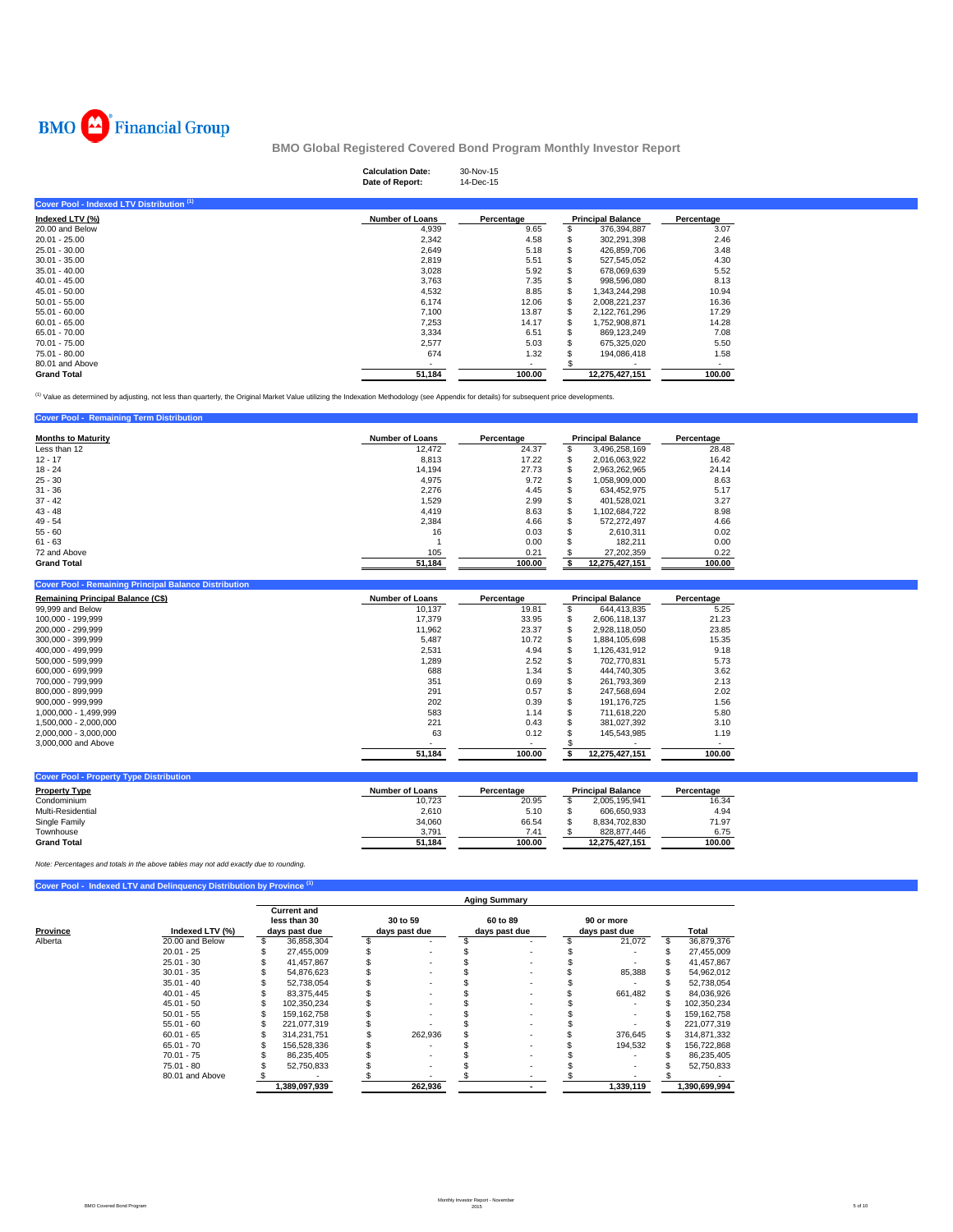BMO Financial Group

# BMO Global Registered Covered Bond Program Monthly Investor Report

| | |
|---|---|
| **Calculation Date:** | 30-Nov-15 |
| **Date of Report:** | 14-Dec-15 |

## Cover Pool - Indexed LTV Distribution [1]

| Indexed LTV (%) | Number of Loans | Percentage | Principal Balance | Percentage |
|---|---|---|---|---|
| 20.00 and Below | 4,939 | 9.65 | $ 376,394,887 | 3.07 |
| 20.01 - 25.00 | 2,342 | 4.58 | $ 302,291,398 | 2.46 |
| 25.01 - 30.00 | 2,649 | 5.18 | $ 426,859,706 | 3.48 |
| 30.01 - 35.00 | 2,819 | 5.51 | $ 527,545,052 | 4.30 |
| 35.01 - 40.00 | 3,028 | 5.92 | $ 678,069,639 | 5.52 |
| 40.01 - 45.00 | 3,763 | 7.35 | $ 998,596,080 | 8.13 |
| 45.01 - 50.00 | 4,532 | 8.85 | $ 1,343,244,298 | 10.94 |
| 50.01 - 55.00 | 6,174 | 12.06 | $ 2,008,221,237 | 16.36 |
| 55.01 - 60.00 | 7,100 | 13.87 | $ 2,122,761,296 | 17.29 |
| 60.01 - 65.00 | 7,253 | 14.17 | $ 1,752,908,871 | 14.28 |
| 65.01 - 70.00 | 3,334 | 6.51 | $ 869,123,249 | 7.08 |
| 70.01 - 75.00 | 2,577 | 5.03 | $ 675,325,020 | 5.50 |
| 75.01 - 80.00 | 674 | 1.32 | $ 194,086,418 | 1.58 |
| 80.01 and Above | - | - | $ - | - |
| **Grand Total** | **51,184** | **100.00** | **12,275,427,151** | **100.00** |

[1] Value as determined by adjusting, not less than quarterly, the Original Market Value utilizing the Indexation Methodology (see Appendix for details) for subsequent price developments.

## Cover Pool - Remaining Term Distribution

| Months to Maturity | Number of Loans | Percentage | Principal Balance | Percentage |
|---|---|---|---|---|
| Less than 12 | 12,472 | 24.37 | $ 3,496,258,169 | 28.48 |
| 12 - 17 | 8,813 | 17.22 | $ 2,016,063,922 | 16.42 |
| 18 - 24 | 14,194 | 27.73 | $ 2,963,262,965 | 24.14 |
| 25 - 30 | 4,975 | 9.72 | $ 1,058,909,000 | 8.63 |
| 31 - 36 | 2,276 | 4.45 | $ 634,452,975 | 5.17 |
| 37 - 42 | 1,529 | 2.99 | $ 401,528,021 | 3.27 |
| 43 - 48 | 4,419 | 8.63 | $ 1,102,684,722 | 8.98 |
| 49 - 54 | 2,384 | 4.66 | $ 572,272,497 | 4.66 |
| 55 - 60 | 16 | 0.03 | $ 2,610,311 | 0.02 |
| 61 - 63 | 1 | 0.00 | $ 182,211 | 0.00 |
| 72 and Above | 105 | 0.21 | $ 27,202,359 | 0.22 |
| **Grand Total** | **51,184** | **100.00** | **$ 12,275,427,151** | **100.00** |

## Cover Pool - Remaining Principal Balance Distribution

| Remaining Principal Balance (C$) | Number of Loans | Percentage | Principal Balance | Percentage |
|---|---|---|---|---|
| 99,999 and Below | 10,137 | 19.81 | $ 644,413,835 | 5.25 |
| 100,000 - 199,999 | 17,379 | 33.95 | $ 2,606,118,137 | 21.23 |
| 200,000 - 299,999 | 11,962 | 23.37 | $ 2,928,118,050 | 23.85 |
| 300,000 - 399,999 | 5,487 | 10.72 | $ 1,884,105,698 | 15.35 |
| 400,000 - 499,999 | 2,531 | 4.94 | $ 1,126,431,912 | 9.18 |
| 500,000 - 599,999 | 1,289 | 2.52 | $ 702,770,831 | 5.73 |
| 600,000 - 699,999 | 688 | 1.34 | $ 444,740,305 | 3.62 |
| 700,000 - 799,999 | 351 | 0.69 | $ 261,793,369 | 2.13 |
| 800,000 - 899,999 | 291 | 0.57 | $ 247,568,694 | 2.02 |
| 900,000 - 999,999 | 202 | 0.39 | $ 191,176,725 | 1.56 |
| 1,000,000 - 1,499,999 | 583 | 1.14 | $ 711,618,220 | 5.80 |
| 1,500,000 - 2,000,000 | 221 | 0.43 | $ 381,027,392 | 3.10 |
| 2,000,000 - 3,000,000 | 63 | 0.12 | $ 145,543,985 | 1.19 |
| 3,000,000 and Above | - | - | $ - | - |
| | **51,184** | **100.00** | **$ 12,275,427,151** | **100.00** |

## Cover Pool - Property Type Distribution

| Property Type | Number of Loans | Percentage | Principal Balance | Percentage |
|---|---|---|---|---|
| Condominium | 10,723 | 20.95 | $ 2,005,195,941 | 16.34 |
| Multi-Residential | 2,610 | 5.10 | $ 606,650,933 | 4.94 |
| Single Family | 34,060 | 66.54 | $ 8,834,702,830 | 71.97 |
| Townhouse | 3,791 | 7.41 | $ 828,877,446 | 6.75 |
| **Grand Total** | **51,184** | **100.00** | **12,275,427,151** | **100.00** |

*Note: Percentages and totals in the above tables may not add exactly due to rounding.*

## Cover Pool - Indexed LTV and Delinquency Distribution by Province [1]

| | | Aging Summary | | | | |
|---|---|---|---|---|---|---|
| **Province** | **Indexed LTV (%)** | **Current and less than 30 days past due** | **30 to 59 days past due** | **60 to 89 days past due** | **90 or more days past due** | **Total** |
| Alberta | 20.00 and Below | $ 36,858,304 | $ - | $ - | $ 21,072 | $ 36,879,376 |
| | 20.01 - 25 | $ 27,455,009 | $ - | $ - | $ - | $ 27,455,009 |
| | 25.01 - 30 | $ 41,457,867 | $ - | $ - | $ - | $ 41,457,867 |
| | 30.01 - 35 | $ 54,876,623 | $ - | $ - | $ 85,388 | $ 54,962,012 |
| | 35.01 - 40 | $ 52,738,054 | $ - | $ - | $ - | $ 52,738,054 |
| | 40.01 - 45 | $ 83,375,445 | $ - | $ - | $ 661,482 | $ 84,036,926 |
| | 45.01 - 50 | $ 102,350,234 | $ - | $ - | $ - | $ 102,350,234 |
| | 50.01 - 55 | $ 159,162,758 | $ - | $ - | $ - | $ 159,162,758 |
| | 55.01 - 60 | $ 221,077,319 | $ - | $ - | $ - | $ 221,077,319 |
| | 60.01 - 65 | $ 314,231,751 | $ 262,936 | $ - | $ 376,645 | $ 314,871,332 |
| | 65.01 - 70 | $ 156,528,336 | $ - | $ - | $ 194,532 | $ 156,722,868 |
| | 70.01 - 75 | $ 86,235,405 | $ - | $ - | $ - | $ 86,235,405 |
| | 75.01 - 80 | $ 52,750,833 | $ - | $ - | $ - | $ 52,750,833 |
| | 80.01 and Above | $ - | $ - | $ - | $ - | $ - |
| | | **1,389,097,939** | **262,936** | **-** | **1,339,119** | **1,390,699,994** |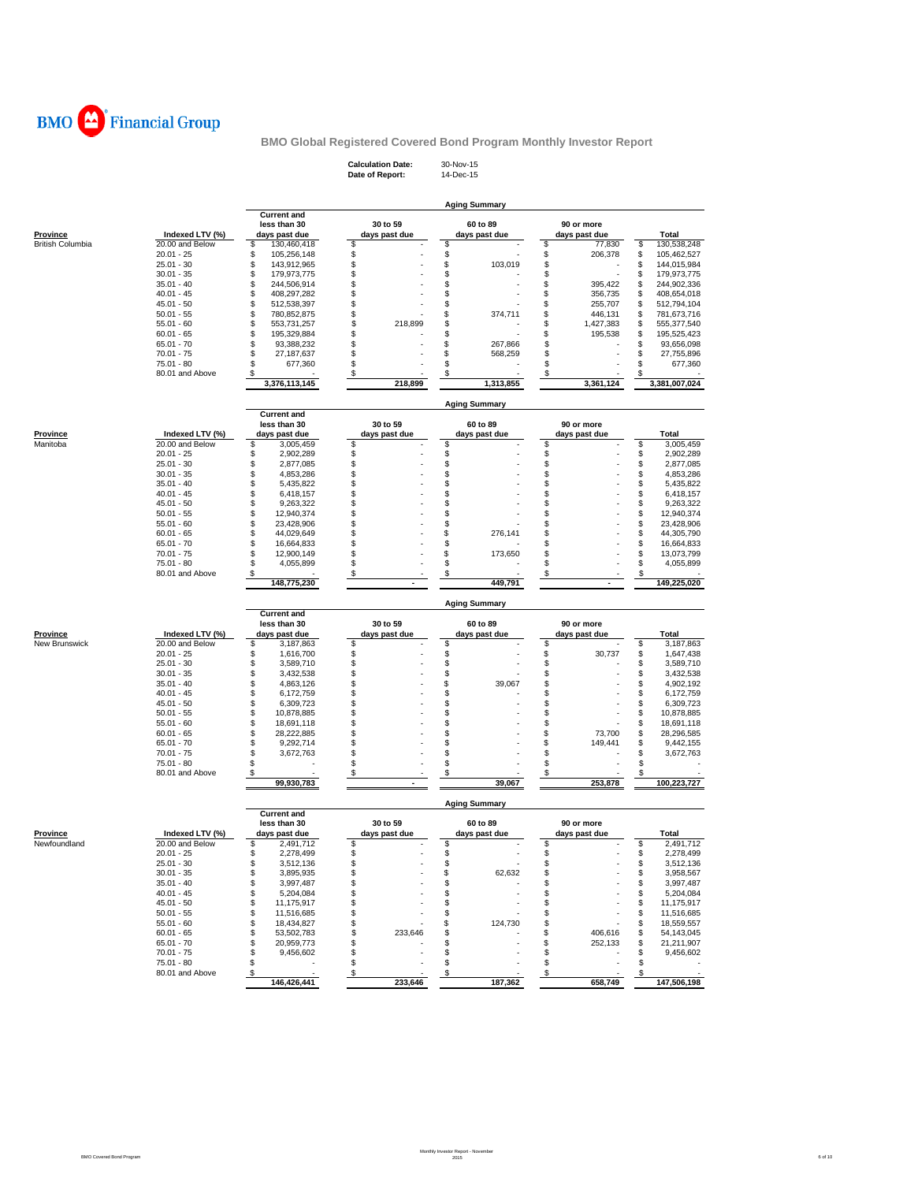BMO Financial Group

## BMO Global Registered Covered Bond Program Monthly Investor Report

**Calculation Date:** 30-Nov-15
**Date of Report:** 14-Dec-15

### Aging Summary

| Province | Indexed LTV (%) | Current and less than 30 days past due | 30 to 59 days past due | 60 to 89 days past due | 90 or more days past due | Total |
|---|---|---|---|---|---|---|
| British Columbia | 20.00 and Below | $ 130,460,418 | $ - | $ - | $ 77,830 | $ 130,538,248 |
| | 20.01 - 25 | $ 105,256,148 | $ - | $ - | $ 206,378 | $ 105,462,527 |
| | 25.01 - 30 | $ 143,912,965 | $ - | $ 103,019 | $ - | $ 144,015,984 |
| | 30.01 - 35 | $ 179,973,775 | $ - | $ - | $ - | $ 179,973,775 |
| | 35.01 - 40 | $ 244,506,914 | $ - | $ - | $ 395,422 | $ 244,902,336 |
| | 40.01 - 45 | $ 408,297,282 | $ - | $ - | $ 356,735 | $ 408,654,018 |
| | 45.01 - 50 | $ 512,538,397 | $ - | $ - | $ 255,707 | $ 512,794,104 |
| | 50.01 - 55 | $ 780,852,875 | $ - | $ 374,711 | $ 446,131 | $ 781,673,716 |
| | 55.01 - 60 | $ 553,731,257 | $ 218,899 | $ - | $ 1,427,383 | $ 555,377,540 |
| | 60.01 - 65 | $ 195,329,884 | $ - | $ - | $ 195,538 | $ 195,525,423 |
| | 65.01 - 70 | $ 93,388,232 | $ - | $ 267,866 | $ - | $ 93,656,098 |
| | 70.01 - 75 | $ 27,187,637 | $ - | $ 568,259 | $ - | $ 27,755,896 |
| | 75.01 - 80 | $ 677,360 | $ - | $ - | $ - | $ 677,360 |
| | 80.01 and Above | $ - | $ - | $ - | $ - | $ - |
| | | 3,376,113,145 | 218,899 | 1,313,855 | 3,361,124 | 3,381,007,024 |

### Aging Summary

| Province | Indexed LTV (%) | Current and less than 30 days past due | 30 to 59 days past due | 60 to 89 days past due | 90 or more days past due | Total |
|---|---|---|---|---|---|---|
| Manitoba | 20.00 and Below | $ 3,005,459 | $ - | $ - | $ - | $ 3,005,459 |
| | 20.01 - 25 | $ 2,902,289 | $ - | $ - | $ - | $ 2,902,289 |
| | 25.01 - 30 | $ 2,877,085 | $ - | $ - | $ - | $ 2,877,085 |
| | 30.01 - 35 | $ 4,853,286 | $ - | $ - | $ - | $ 4,853,286 |
| | 35.01 - 40 | $ 5,435,822 | $ - | $ - | $ - | $ 5,435,822 |
| | 40.01 - 45 | $ 6,418,157 | $ - | $ - | $ - | $ 6,418,157 |
| | 45.01 - 50 | $ 9,263,322 | $ - | $ - | $ - | $ 9,263,322 |
| | 50.01 - 55 | $ 12,940,374 | $ - | $ - | $ - | $ 12,940,374 |
| | 55.01 - 60 | $ 23,428,906 | $ - | $ - | $ - | $ 23,428,906 |
| | 60.01 - 65 | $ 44,029,649 | $ - | $ 276,141 | $ - | $ 44,305,790 |
| | 65.01 - 70 | $ 16,664,833 | $ - | $ - | $ - | $ 16,664,833 |
| | 70.01 - 75 | $ 12,900,149 | $ - | $ 173,650 | $ - | $ 13,073,799 |
| | 75.01 - 80 | $ 4,055,899 | $ - | $ - | $ - | $ 4,055,899 |
| | 80.01 and Above | $ - | $ - | $ - | $ - | $ - |
| | | 148,775,230 | - | 449,791 | - | 149,225,020 |

### Aging Summary

| Province | Indexed LTV (%) | Current and less than 30 days past due | 30 to 59 days past due | 60 to 89 days past due | 90 or more days past due | Total |
|---|---|---|---|---|---|---|
| New Brunswick | 20.00 and Below | $ 3,187,863 | $ - | $ - | $ - | $ 3,187,863 |
| | 20.01 - 25 | $ 1,616,700 | $ - | $ - | $ 30,737 | $ 1,647,438 |
| | 25.01 - 30 | $ 3,589,710 | $ - | $ - | $ - | $ 3,589,710 |
| | 30.01 - 35 | $ 3,432,538 | $ - | $ - | $ - | $ 3,432,538 |
| | 35.01 - 40 | $ 4,863,126 | $ - | $ 39,067 | $ - | $ 4,902,192 |
| | 40.01 - 45 | $ 6,172,759 | $ - | $ - | $ - | $ 6,172,759 |
| | 45.01 - 50 | $ 6,309,723 | $ - | $ - | $ - | $ 6,309,723 |
| | 50.01 - 55 | $ 10,878,885 | $ - | $ - | $ - | $ 10,878,885 |
| | 55.01 - 60 | $ 18,691,118 | $ - | $ - | $ - | $ 18,691,118 |
| | 60.01 - 65 | $ 28,222,885 | $ - | $ - | $ 73,700 | $ 28,296,585 |
| | 65.01 - 70 | $ 9,292,714 | $ - | $ - | $ 149,441 | $ 9,442,155 |
| | 70.01 - 75 | $ 3,672,763 | $ - | $ - | $ - | $ 3,672,763 |
| | 75.01 - 80 | $ - | $ - | $ - | $ - | $ - |
| | 80.01 and Above | $ - | $ - | $ - | $ - | $ - |
| | | 99,930,783 | - | 39,067 | 253,878 | 100,223,727 |

### Aging Summary

| Province | Indexed LTV (%) | Current and less than 30 days past due | 30 to 59 days past due | 60 to 89 days past due | 90 or more days past due | Total |
|---|---|---|---|---|---|---|
| Newfoundland | 20.00 and Below | $ 2,491,712 | $ - | $ - | $ - | $ 2,491,712 |
| | 20.01 - 25 | $ 2,278,499 | $ - | $ - | $ - | $ 2,278,499 |
| | 25.01 - 30 | $ 3,512,136 | $ - | $ - | $ - | $ 3,512,136 |
| | 30.01 - 35 | $ 3,895,935 | $ - | $ 62,632 | $ - | $ 3,958,567 |
| | 35.01 - 40 | $ 3,997,487 | $ - | $ - | $ - | $ 3,997,487 |
| | 40.01 - 45 | $ 5,204,084 | $ - | $ - | $ - | $ 5,204,084 |
| | 45.01 - 50 | $ 11,175,917 | $ - | $ - | $ - | $ 11,175,917 |
| | 50.01 - 55 | $ 11,516,685 | $ - | $ - | $ - | $ 11,516,685 |
| | 55.01 - 60 | $ 18,434,827 | $ - | $ 124,730 | $ - | $ 18,559,557 |
| | 60.01 - 65 | $ 53,502,783 | $ 233,646 | $ - | $ 406,616 | $ 54,143,045 |
| | 65.01 - 70 | $ 20,959,773 | $ - | $ - | $ 252,133 | $ 21,211,907 |
| | 70.01 - 75 | $ 9,456,602 | $ - | $ - | $ - | $ 9,456,602 |
| | 75.01 - 80 | $ - | $ - | $ - | $ - | $ - |
| | 80.01 and Above | $ - | $ - | $ - | $ - | $ - |
| | | 146,426,441 | 233,646 | 187,362 | 658,749 | 147,506,198 |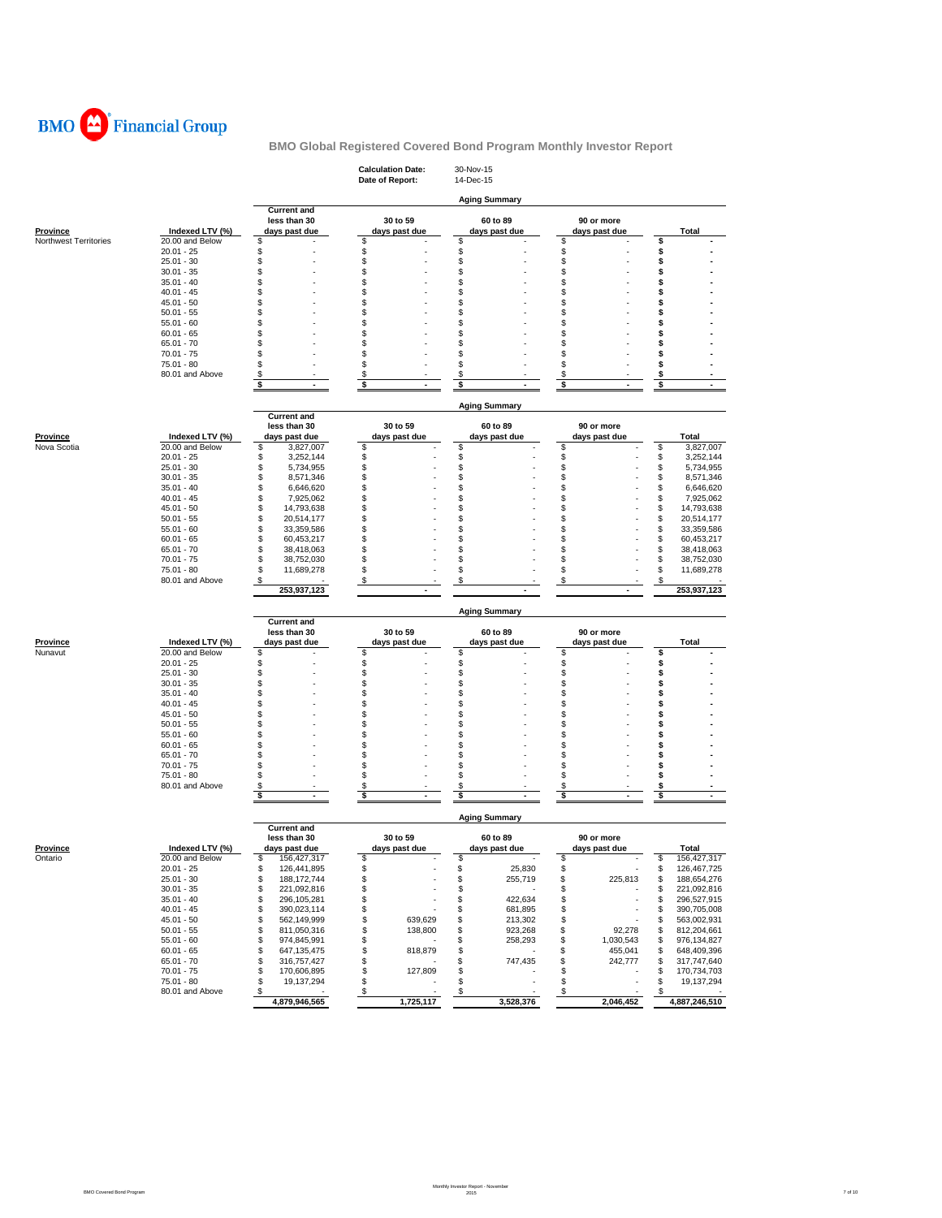# BMO Financial Group

## BMO Global Registered Covered Bond Program Monthly Investor Report

**Calculation Date:** 30-Nov-15
**Date of Report:** 14-Dec-15

### Aging Summary

| Province | Indexed LTV (%) | Current and less than 30 days past due | 30 to 59 days past due | 60 to 89 days past due | 90 or more days past due | Total |
|---|---|---|---|---|---|---|
| Northwest Territories | 20.00 and Below | $ - | $ - | $ - | $ - | $ - |
| | 20.01 - 25 | $ - | $ - | $ - | $ - | $ - |
| | 25.01 - 30 | $ - | $ - | $ - | $ - | $ - |
| | 30.01 - 35 | $ - | $ - | $ - | $ - | $ - |
| | 35.01 - 40 | $ - | $ - | $ - | $ - | $ - |
| | 40.01 - 45 | $ - | $ - | $ - | $ - | $ - |
| | 45.01 - 50 | $ - | $ - | $ - | $ - | $ - |
| | 50.01 - 55 | $ - | $ - | $ - | $ - | $ - |
| | 55.01 - 60 | $ - | $ - | $ - | $ - | $ - |
| | 60.01 - 65 | $ - | $ - | $ - | $ - | $ - |
| | 65.01 - 70 | $ - | $ - | $ - | $ - | $ - |
| | 70.01 - 75 | $ - | $ - | $ - | $ - | $ - |
| | 75.01 - 80 | $ - | $ - | $ - | $ - | $ - |
| | 80.01 and Above | $ - | $ - | $ - | $ - | $ - |
| | | $ - | $ - | $ - | $ - | $ - |

### Aging Summary

| Province | Indexed LTV (%) | Current and less than 30 days past due | 30 to 59 days past due | 60 to 89 days past due | 90 or more days past due | Total |
|---|---|---|---|---|---|---|
| Nova Scotia | 20.00 and Below | $ 3,827,007 | $ - | $ - | $ - | $ 3,827,007 |
| | 20.01 - 25 | $ 3,252,144 | $ - | $ - | $ - | $ 3,252,144 |
| | 25.01 - 30 | $ 5,734,955 | $ - | $ - | $ - | $ 5,734,955 |
| | 30.01 - 35 | $ 8,571,346 | $ - | $ - | $ - | $ 8,571,346 |
| | 35.01 - 40 | $ 6,646,620 | $ - | $ - | $ - | $ 6,646,620 |
| | 40.01 - 45 | $ 7,925,062 | $ - | $ - | $ - | $ 7,925,062 |
| | 45.01 - 50 | $ 14,793,638 | $ - | $ - | $ - | $ 14,793,638 |
| | 50.01 - 55 | $ 20,514,177 | $ - | $ - | $ - | $ 20,514,177 |
| | 55.01 - 60 | $ 33,359,586 | $ - | $ - | $ - | $ 33,359,586 |
| | 60.01 - 65 | $ 60,453,217 | $ - | $ - | $ - | $ 60,453,217 |
| | 65.01 - 70 | $ 38,418,063 | $ - | $ - | $ - | $ 38,418,063 |
| | 70.01 - 75 | $ 38,752,030 | $ - | $ - | $ - | $ 38,752,030 |
| | 75.01 - 80 | $ 11,689,278 | $ - | $ - | $ - | $ 11,689,278 |
| | 80.01 and Above | $ - | $ - | $ - | $ - | $ - |
| | | 253,937,123 | - | - | - | 253,937,123 |

### Aging Summary

| Province | Indexed LTV (%) | Current and less than 30 days past due | 30 to 59 days past due | 60 to 89 days past due | 90 or more days past due | Total |
|---|---|---|---|---|---|---|
| Nunavut | 20.00 and Below | $ - | $ - | $ - | $ - | $ - |
| | 20.01 - 25 | $ - | $ - | $ - | $ - | $ - |
| | 25.01 - 30 | $ - | $ - | $ - | $ - | $ - |
| | 30.01 - 35 | $ - | $ - | $ - | $ - | $ - |
| | 35.01 - 40 | $ - | $ - | $ - | $ - | $ - |
| | 40.01 - 45 | $ - | $ - | $ - | $ - | $ - |
| | 45.01 - 50 | $ - | $ - | $ - | $ - | $ - |
| | 50.01 - 55 | $ - | $ - | $ - | $ - | $ - |
| | 55.01 - 60 | $ - | $ - | $ - | $ - | $ - |
| | 60.01 - 65 | $ - | $ - | $ - | $ - | $ - |
| | 65.01 - 70 | $ - | $ - | $ - | $ - | $ - |
| | 70.01 - 75 | $ - | $ - | $ - | $ - | $ - |
| | 75.01 - 80 | $ - | $ - | $ - | $ - | $ - |
| | 80.01 and Above | $ - | $ - | $ - | $ - | $ - |
| | | $ - | $ - | $ - | $ - | $ - |

### Aging Summary

| Province | Indexed LTV (%) | Current and less than 30 days past due | 30 to 59 days past due | 60 to 89 days past due | 90 or more days past due | Total |
|---|---|---|---|---|---|---|
| Ontario | 20.00 and Below | $ 156,427,317 | $ - | $ - | $ - | $ 156,427,317 |
| | 20.01 - 25 | $ 126,441,895 | $ - | $ 25,830 | $ - | $ 126,467,725 |
| | 25.01 - 30 | $ 188,172,744 | $ - | $ 255,719 | $ 225,813 | $ 188,654,276 |
| | 30.01 - 35 | $ 221,092,816 | $ - | $ - | $ - | $ 221,092,816 |
| | 35.01 - 40 | $ 296,105,281 | $ - | $ 422,634 | $ - | $ 296,527,915 |
| | 40.01 - 45 | $ 390,023,114 | $ - | $ 681,895 | $ - | $ 390,705,008 |
| | 45.01 - 50 | $ 562,149,999 | $ 639,629 | $ 213,302 | $ - | $ 563,002,931 |
| | 50.01 - 55 | $ 811,050,316 | $ 138,800 | $ 923,268 | $ 92,278 | $ 812,204,661 |
| | 55.01 - 60 | $ 974,845,991 | $ - | $ 258,293 | $ 1,030,543 | $ 976,134,827 |
| | 60.01 - 65 | $ 647,135,475 | $ 818,879 | $ - | $ 455,041 | $ 648,409,396 |
| | 65.01 - 70 | $ 316,757,427 | $ - | $ 747,435 | $ 242,777 | $ 317,747,640 |
| | 70.01 - 75 | $ 170,606,895 | $ 127,809 | $ - | $ - | $ 170,734,703 |
| | 75.01 - 80 | $ 19,137,294 | $ - | $ - | $ - | $ 19,137,294 |
| | 80.01 and Above | $ - | $ - | $ - | $ - | $ - |
| | | 4,879,946,565 | 1,725,117 | 3,528,376 | 2,046,452 | 4,887,246,510 |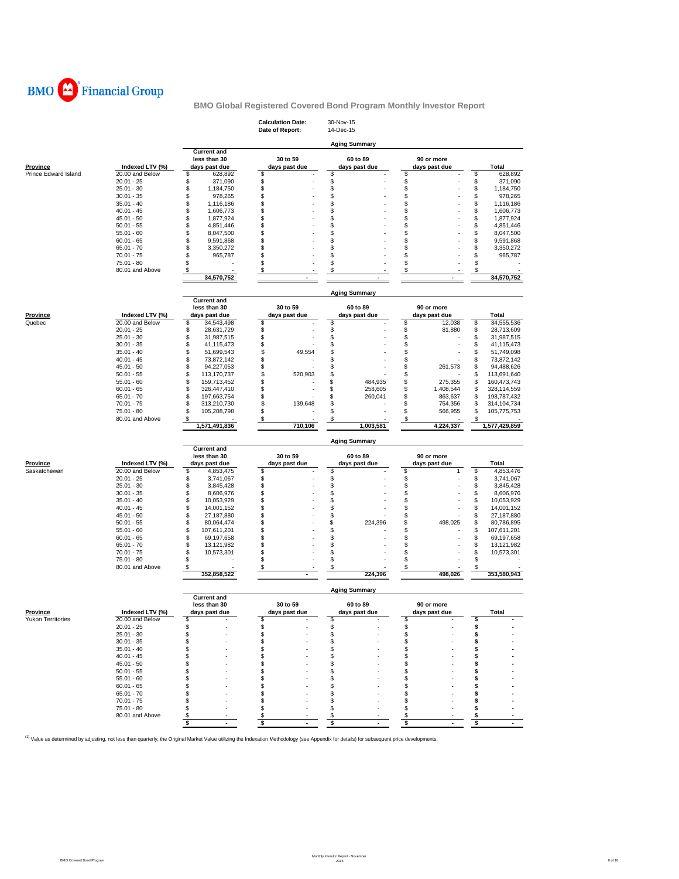BMO Financial Group

## BMO Global Registered Covered Bond Program Monthly Investor Report

**Calculation Date:** 30-Nov-15
**Date of Report:** 14-Dec-15

### Aging Summary

| Province | Indexed LTV (%) | Current and less than 30 days past due | 30 to 59 days past due | 60 to 89 days past due | 90 or more days past due | Total |
|---|---|---|---|---|---|---|
| Prince Edward Island | 20.00 and Below | $ 628,892 | $ - | $ - | $ - | $ 628,892 |
| | 20.01 - 25 | $ 371,090 | $ - | $ - | $ - | $ 371,090 |
| | 25.01 - 30 | $ 1,184,750 | $ - | $ - | $ - | $ 1,184,750 |
| | 30.01 - 35 | $ 978,265 | $ - | $ - | $ - | $ 978,265 |
| | 35.01 - 40 | $ 1,116,186 | $ - | $ - | $ - | $ 1,116,186 |
| | 40.01 - 45 | $ 1,606,773 | $ - | $ - | $ - | $ 1,606,773 |
| | 45.01 - 50 | $ 1,877,924 | $ - | $ - | $ - | $ 1,877,924 |
| | 50.01 - 55 | $ 4,851,446 | $ - | $ - | $ - | $ 4,851,446 |
| | 55.01 - 60 | $ 8,047,500 | $ - | $ - | $ - | $ 8,047,500 |
| | 60.01 - 65 | $ 9,591,868 | $ - | $ - | $ - | $ 9,591,868 |
| | 65.01 - 70 | $ 3,350,272 | $ - | $ - | $ - | $ 3,350,272 |
| | 70.01 - 75 | $ 965,787 | $ - | $ - | $ - | $ 965,787 |
| | 75.01 - 80 | $ - | $ - | $ - | $ - | $ - |
| | 80.01 and Above | $ - | $ - | $ - | $ - | $ - |
| | | 34,570,752 | - | - | - | 34,570,752 |

### Aging Summary

| Province | Indexed LTV (%) | Current and less than 30 days past due | 30 to 59 days past due | 60 to 89 days past due | 90 or more days past due | Total |
|---|---|---|---|---|---|---|
| Quebec | 20.00 and Below | $ 34,543,498 | $ - | $ - | $ 12,038 | $ 34,555,536 |
| | 20.01 - 25 | $ 28,631,729 | $ - | $ - | $ 81,880 | $ 28,713,609 |
| | 25.01 - 30 | $ 31,987,515 | $ - | $ - | $ - | $ 31,987,515 |
| | 30.01 - 35 | $ 41,115,473 | $ - | $ - | $ - | $ 41,115,473 |
| | 35.01 - 40 | $ 51,699,543 | $ 49,554 | $ - | $ - | $ 51,749,098 |
| | 40.01 - 45 | $ 73,872,142 | $ - | $ - | $ - | $ 73,872,142 |
| | 45.01 - 50 | $ 94,227,053 | $ - | $ - | $ 261,573 | $ 94,488,626 |
| | 50.01 - 55 | $ 113,170,737 | $ 520,903 | $ - | $ - | $ 113,691,640 |
| | 55.01 - 60 | $ 159,713,452 | $ - | $ 484,935 | $ 275,355 | $ 160,473,743 |
| | 60.01 - 65 | $ 326,447,410 | $ - | $ 258,605 | $ 1,408,544 | $ 328,114,559 |
| | 65.01 - 70 | $ 197,663,754 | $ - | $ 260,041 | $ 863,637 | $ 198,787,432 |
| | 70.01 - 75 | $ 313,210,730 | $ 139,648 | $ - | $ 754,356 | $ 314,104,734 |
| | 75.01 - 80 | $ 105,208,798 | $ - | $ - | $ 566,955 | $ 105,775,753 |
| | 80.01 and Above | $ - | $ - | $ - | $ - | $ - |
| | | 1,571,491,836 | 710,106 | 1,003,581 | 4,224,337 | 1,577,429,859 |

### Aging Summary

| Province | Indexed LTV (%) | Current and less than 30 days past due | 30 to 59 days past due | 60 to 89 days past due | 90 or more days past due | Total |
|---|---|---|---|---|---|---|
| Saskatchewan | 20.00 and Below | $ 4,853,475 | $ - | $ - | $ 1 | $ 4,853,476 |
| | 20.01 - 25 | $ 3,741,067 | $ - | $ - | $ - | $ 3,741,067 |
| | 25.01 - 30 | $ 3,845,428 | $ - | $ - | $ - | $ 3,845,428 |
| | 30.01 - 35 | $ 8,606,976 | $ - | $ - | $ - | $ 8,606,976 |
| | 35.01 - 40 | $ 10,053,929 | $ - | $ - | $ - | $ 10,053,929 |
| | 40.01 - 45 | $ 14,001,152 | $ - | $ - | $ - | $ 14,001,152 |
| | 45.01 - 50 | $ 27,187,880 | $ - | $ - | $ - | $ 27,187,880 |
| | 50.01 - 55 | $ 80,064,474 | $ - | $ 224,396 | $ 498,025 | $ 80,786,895 |
| | 55.01 - 60 | $ 107,611,201 | $ - | $ - | $ - | $ 107,611,201 |
| | 60.01 - 65 | $ 69,197,658 | $ - | $ - | $ - | $ 69,197,658 |
| | 65.01 - 70 | $ 13,121,982 | $ - | $ - | $ - | $ 13,121,982 |
| | 70.01 - 75 | $ 10,573,301 | $ - | $ - | $ - | $ 10,573,301 |
| | 75.01 - 80 | $ - | $ - | $ - | $ - | $ - |
| | 80.01 and Above | $ - | $ - | $ - | $ - | $ - |
| | | 352,858,522 | - | 224,396 | 498,026 | 353,580,943 |

### Aging Summary

| Province | Indexed LTV (%) | Current and less than 30 days past due | 30 to 59 days past due | 60 to 89 days past due | 90 or more days past due | Total |
|---|---|---|---|---|---|---|
| Yukon Territories | 20.00 and Below | $ - | $ - | $ - | $ - | $ - |
| | 20.01 - 25 | $ - | $ - | $ - | $ - | $ - |
| | 25.01 - 30 | $ - | $ - | $ - | $ - | $ - |
| | 30.01 - 35 | $ - | $ - | $ - | $ - | $ - |
| | 35.01 - 40 | $ - | $ - | $ - | $ - | $ - |
| | 40.01 - 45 | $ - | $ - | $ - | $ - | $ - |
| | 45.01 - 50 | $ - | $ - | $ - | $ - | $ - |
| | 50.01 - 55 | $ - | $ - | $ - | $ - | $ - |
| | 55.01 - 60 | $ - | $ - | $ - | $ - | $ - |
| | 60.01 - 65 | $ - | $ - | $ - | $ - | $ - |
| | 65.01 - 70 | $ - | $ - | $ - | $ - | $ - |
| | 70.01 - 75 | $ - | $ - | $ - | $ - | $ - |
| | 75.01 - 80 | $ - | $ - | $ - | $ - | $ - |
| | 80.01 and Above | $ - | $ - | $ - | $ - | $ - |
| | | $ - | $ - | $ - | $ - | $ - |

[1] Value as determined by adjusting, not less than quarterly, the Original Market Value utilizing the Indexation Methodology (see Appendix for details) for subsequent price developments.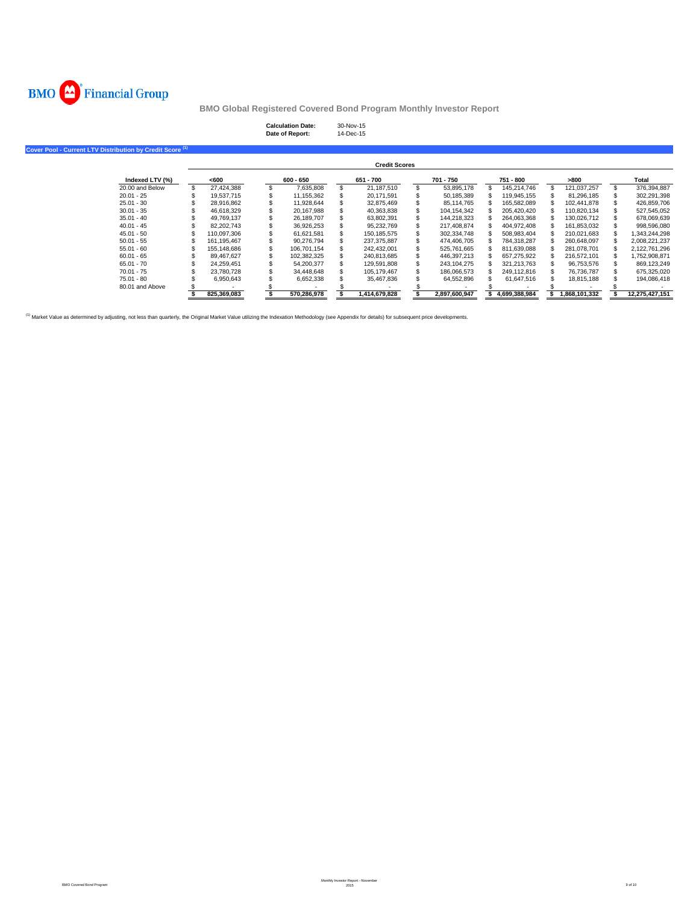BMO Financial Group

## BMO Global Registered Covered Bond Program Monthly Investor Report

**Calculation Date:** 30-Nov-15
**Date of Report:** 14-Dec-15

### Cover Pool - Current LTV Distribution by Credit Score [1]

| | Credit Scores | | | | | | |
|---|---|---|---|---|---|---|---|
| **Indexed LTV (%)** | **<600** | **600 - 650** | **651 - 700** | **701 - 750** | **751 - 800** | **>800** | **Total** |
| 20.00 and Below | $ 27,424,388 | $ 7,635,808 | $ 21,187,510 | $ 53,895,178 | $ 145,214,746 | $ 121,037,257 | $ 376,394,887 |
| 20.01 - 25 | $ 19,537,715 | $ 11,155,362 | $ 20,171,591 | $ 50,185,389 | $ 119,945,155 | $ 81,296,185 | $ 302,291,398 |
| 25.01 - 30 | $ 28,916,862 | $ 11,928,644 | $ 32,875,469 | $ 85,114,765 | $ 165,582,089 | $ 102,441,878 | $ 426,859,706 |
| 30.01 - 35 | $ 46,618,329 | $ 20,167,988 | $ 40,363,838 | $ 104,154,342 | $ 205,420,420 | $ 110,820,134 | $ 527,545,052 |
| 35.01 - 40 | $ 49,769,137 | $ 26,189,707 | $ 63,802,391 | $ 144,218,323 | $ 264,063,368 | $ 130,026,712 | $ 678,069,639 |
| 40.01 - 45 | $ 82,202,743 | $ 36,926,253 | $ 95,232,769 | $ 217,408,874 | $ 404,972,408 | $ 161,853,032 | $ 998,596,080 |
| 45.01 - 50 | $ 110,097,306 | $ 61,621,581 | $ 150,185,575 | $ 302,334,748 | $ 508,983,404 | $ 210,021,683 | $ 1,343,244,298 |
| 50.01 - 55 | $ 161,195,467 | $ 90,276,794 | $ 237,375,887 | $ 474,406,705 | $ 784,318,287 | $ 260,648,097 | $ 2,008,221,237 |
| 55.01 - 60 | $ 155,148,686 | $ 106,701,154 | $ 242,432,001 | $ 525,761,665 | $ 811,639,088 | $ 281,078,701 | $ 2,122,761,296 |
| 60.01 - 65 | $ 89,467,627 | $ 102,382,325 | $ 240,813,685 | $ 446,397,213 | $ 657,275,922 | $ 216,572,101 | $ 1,752,908,871 |
| 65.01 - 70 | $ 24,259,451 | $ 54,200,377 | $ 129,591,808 | $ 243,104,275 | $ 321,213,763 | $ 96,753,576 | $ 869,123,249 |
| 70.01 - 75 | $ 23,780,728 | $ 34,448,648 | $ 105,179,467 | $ 186,066,573 | $ 249,112,816 | $ 76,736,787 | $ 675,325,020 |
| 75.01 - 80 | $ 6,950,643 | $ 6,652,338 | $ 35,467,836 | $ 64,552,896 | $ 61,647,516 | $ 18,815,188 | $ 194,086,418 |
| 80.01 and Above | $ - | $ - | $ - | $ - | $ - | $ - | $ - |
| | **$ 825,369,083** | **$ 570,286,978** | **$ 1,414,679,828** | **$ 2,897,600,947** | **$ 4,699,388,984** | **$ 1,868,101,332** | **$ 12,275,427,151** |

[1] Market Value as determined by adjusting, not less than quarterly, the Original Market Value utilizing the Indexation Methodology (see Appendix for details) for subsequent price developments.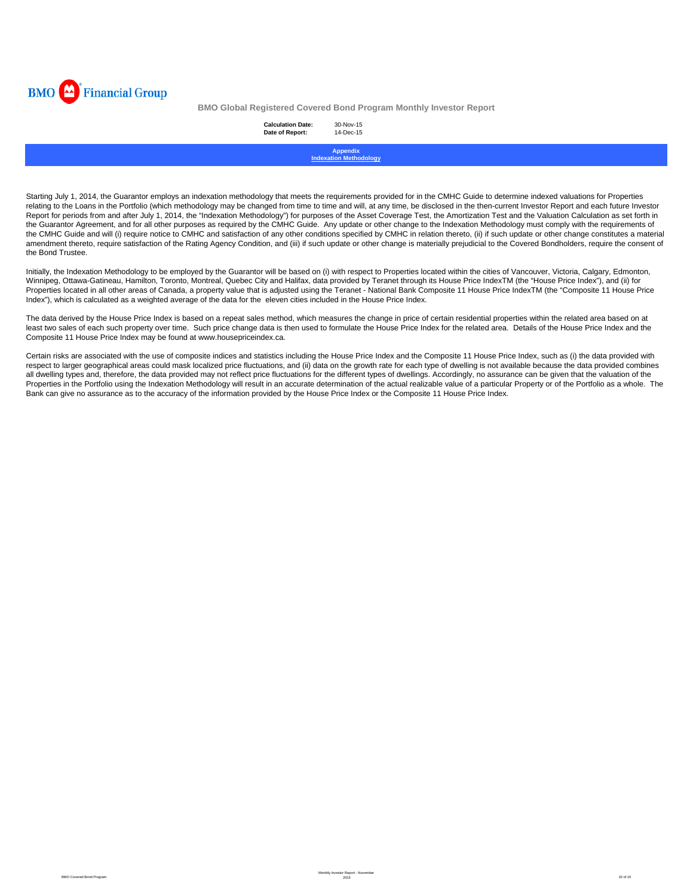BMO Financial Group

**BMO Global Registered Covered Bond Program Monthly Investor Report**

| | |
|---|---|
| **Calculation Date:** | 30-Nov-15 |
| **Date of Report:** | 14-Dec-15 |

## Appendix
## Indexation Methodology

Starting July 1, 2014, the Guarantor employs an indexation methodology that meets the requirements provided for in the CMHC Guide to determine indexed valuations for Properties relating to the Loans in the Portfolio (which methodology may be changed from time to time and will, at any time, be disclosed in the then-current Investor Report and each future Investor Report for periods from and after July 1, 2014, the "Indexation Methodology") for purposes of the Asset Coverage Test, the Amortization Test and the Valuation Calculation as set forth in the Guarantor Agreement, and for all other purposes as required by the CMHC Guide. Any update or other change to the Indexation Methodology must comply with the requirements of the CMHC Guide and will (i) require notice to CMHC and satisfaction of any other conditions specified by CMHC in relation thereto, (ii) if such update or other change constitutes a material amendment thereto, require satisfaction of the Rating Agency Condition, and (iii) if such update or other change is materially prejudicial to the Covered Bondholders, require the consent of the Bond Trustee.

Initially, the Indexation Methodology to be employed by the Guarantor will be based on (i) with respect to Properties located within the cities of Vancouver, Victoria, Calgary, Edmonton, Winnipeg, Ottawa-Gatineau, Hamilton, Toronto, Montreal, Quebec City and Halifax, data provided by Teranet through its House Price IndexTM (the "House Price Index"), and (ii) for Properties located in all other areas of Canada, a property value that is adjusted using the Teranet - National Bank Composite 11 House Price IndexTM (the "Composite 11 House Price Index"), which is calculated as a weighted average of the data for the eleven cities included in the House Price Index.

The data derived by the House Price Index is based on a repeat sales method, which measures the change in price of certain residential properties within the related area based on at least two sales of each such property over time. Such price change data is then used to formulate the House Price Index for the related area. Details of the House Price Index and the Composite 11 House Price Index may be found at www.housepriceindex.ca.

Certain risks are associated with the use of composite indices and statistics including the House Price Index and the Composite 11 House Price Index, such as (i) the data provided with respect to larger geographical areas could mask localized price fluctuations, and (ii) data on the growth rate for each type of dwelling is not available because the data provided combines all dwelling types and, therefore, the data provided may not reflect price fluctuations for the different types of dwellings. Accordingly, no assurance can be given that the valuation of the Properties in the Portfolio using the Indexation Methodology will result in an accurate determination of the actual realizable value of a particular Property or of the Portfolio as a whole. The Bank can give no assurance as to the accuracy of the information provided by the House Price Index or the Composite 11 House Price Index.